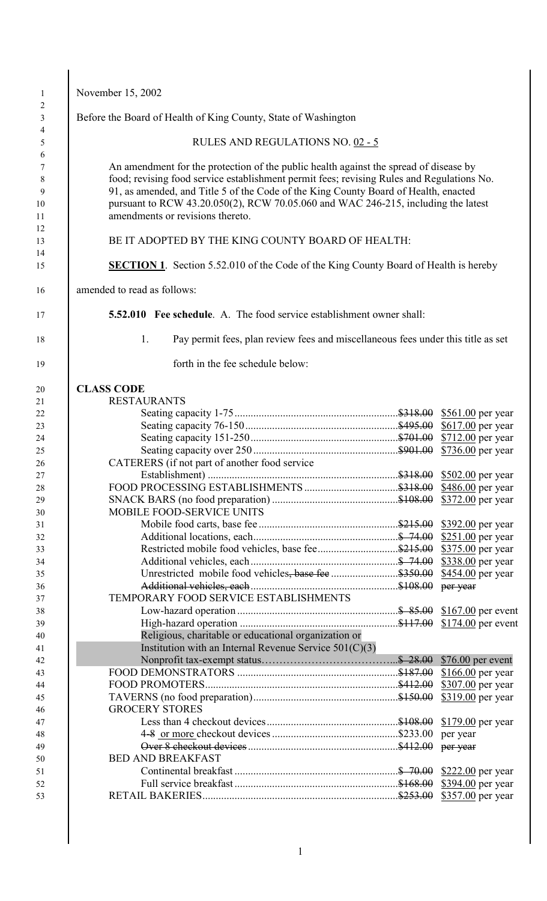November 15, 2002

Before the Board of Health of King County, State of Washington

RULES AND REGULATIONS NO. 02 - 5

An amendment for the protection of the public health against the spread of disease by food; revising food service establishment permit fees; revising Rules and Regulations No. 91, as amended, and Title 5 of the Code of the King County Board of Health, enacted pursuant to RCW 43.20.050(2), RCW 70.05.060 and WAC 246-215, including the latest amendments or revisions thereto.

BE IT ADOPTED BY THE KING COUNTY BOARD OF HEALTH:

**SECTION 1**. Section 5.52.010 of the Code of the King County Board of Health is hereby amended to read as follows:

**5.52.010 Fee schedule**. A. The food service establishment owner shall:

1. Pay permit fees, plan review fees and miscellaneous fees under this title as set forth in the fee schedule below:

**CLASS CODE**

| Class | Former fee | New fee |
|---|---|---|
| RESTAURANTS | | |
| Seating capacity 1-75 | ~~$318.00~~ | $561.00 per year |
| Seating capacity 76-150 | ~~$495.00~~ | $617.00 per year |
| Seating capacity 151-250 | ~~$701.00~~ | $712.00 per year |
| Seating capacity over 250 | ~~$901.00~~ | $736.00 per year |
| CATERERS (if not part of another food service Establishment) | ~~$318.00~~ | $502.00 per year |
| FOOD PROCESSING ESTABLISHMENTS | ~~$318.00~~ | $486.00 per year |
| SNACK BARS (no food preparation) | ~~$108.00~~ | $372.00 per year |
| MOBILE FOOD-SERVICE UNITS | | |
| Mobile food carts, base fee | ~~$215.00~~ | $392.00 per year |
| Additional locations, each | ~~$ 74.00~~ | $251.00 per year |
| Restricted mobile food vehicles, base fee | ~~$215.00~~ | $375.00 per year |
| Additional vehicles, each | ~~$ 74.00~~ | $338.00 per year |
| Unrestricted mobile food vehicles~~, base fee~~ | ~~$350.00~~ | $454.00 per year |
| ~~Additional vehicles, each~~ | ~~$108.00~~ | ~~per year~~ |
| TEMPORARY FOOD SERVICE ESTABLISHMENTS | | |
| Low-hazard operation | ~~$ 85.00~~ | $167.00 per event |
| High-hazard operation | ~~$117.00~~ | $174.00 per event |
| Religious, charitable or educational organization or Institution with an Internal Revenue Service 501(C)(3) Nonprofit tax-exempt status | ~~$ 28.00~~ | $76.00 per event |
| FOOD DEMONSTRATORS | ~~$187.00~~ | $166.00 per year |
| FOOD PROMOTERS | ~~$412.00~~ | $307.00 per year |
| TAVERNS (no food preparation) | ~~$150.00~~ | $319.00 per year |
| GROCERY STORES | | |
| Less than 4 checkout devices | ~~$108.00~~ | $179.00 per year |
| 4~~-8~~ or more checkout devices | $233.00 | per year |
| ~~Over 8 checkout devices~~ | ~~$412.00~~ | ~~per year~~ |
| BED AND BREAKFAST | | |
| Continental breakfast | ~~$ 70.00~~ | $222.00 per year |
| Full service breakfast | ~~$168.00~~ | $394.00 per year |
| RETAIL BAKERIES | ~~$253.00~~ | $357.00 per year |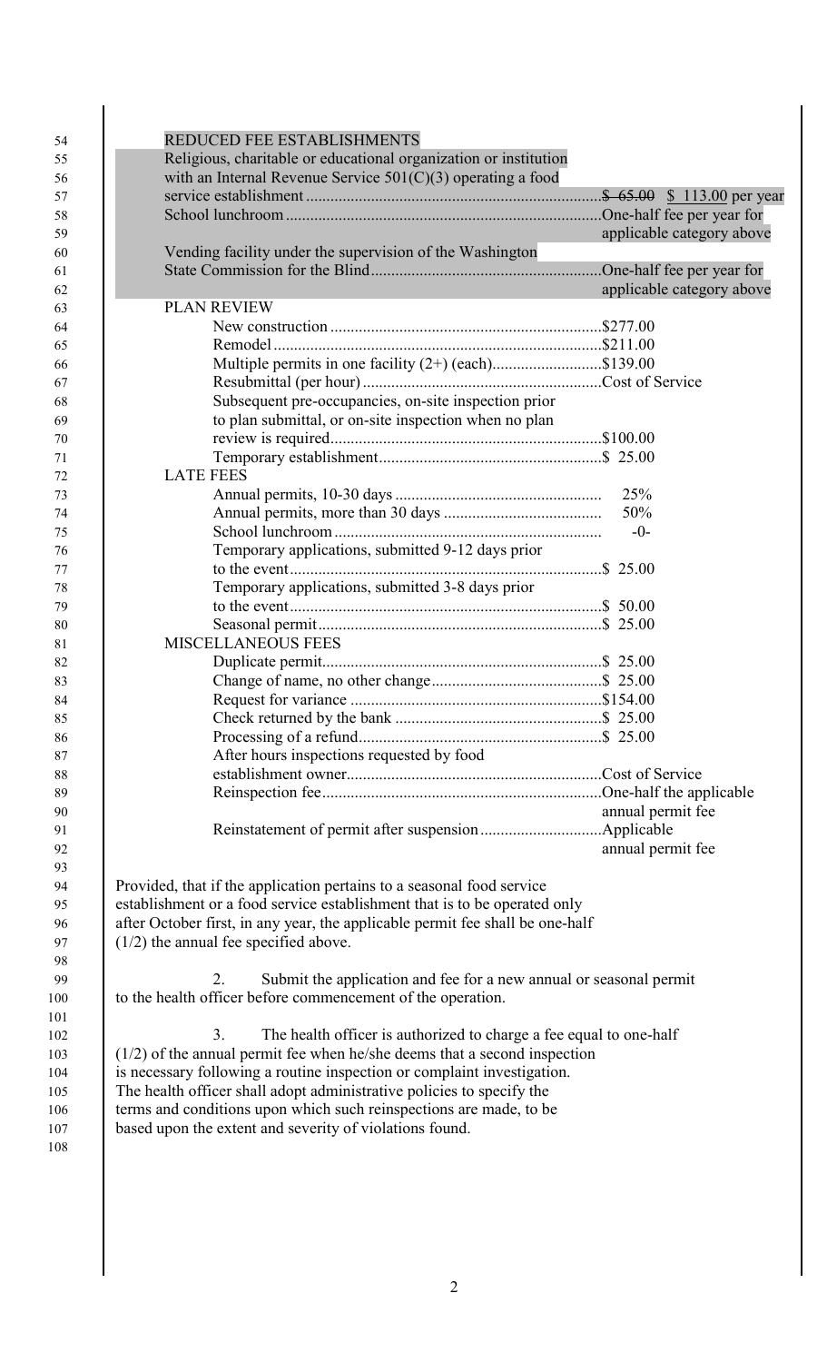REDUCED FEE ESTABLISHMENTS

| Item | Fee |
|---|---|
| Religious, charitable or educational organization or institution with an Internal Revenue Service 501(C)(3) operating a food service establishment | ~~$ 65.00~~ $ 113.00 per year |
| School lunchroom | One-half fee per year for applicable category above |
| Vending facility under the supervision of the Washington State Commission for the Blind | One-half fee per year for applicable category above |

PLAN REVIEW

| Item | Fee |
|---|---|
| New construction | $277.00 |
| Remodel | $211.00 |
| Multiple permits in one facility (2+) (each) | $139.00 |
| Resubmittal (per hour) | Cost of Service |
| Subsequent pre-occupancies, on-site inspection prior to plan submittal, or on-site inspection when no plan review is required | $100.00 |
| Temporary establishment | $ 25.00 |

LATE FEES

| Item | Fee |
|---|---|
| Annual permits, 10-30 days | 25% |
| Annual permits, more than 30 days | 50% |
| School lunchroom | -0- |
| Temporary applications, submitted 9-12 days prior to the event | $ 25.00 |
| Temporary applications, submitted 3-8 days prior to the event | $ 50.00 |
| Seasonal permit | $ 25.00 |

MISCELLANEOUS FEES

| Item | Fee |
|---|---|
| Duplicate permit | $ 25.00 |
| Change of name, no other change | $ 25.00 |
| Request for variance | $154.00 |
| Check returned by the bank | $ 25.00 |
| Processing of a refund | $ 25.00 |
| After hours inspections requested by food establishment owner | Cost of Service |
| Reinspection fee | One-half the applicable annual permit fee |
| Reinstatement of permit after suspension | Applicable annual permit fee |

Provided, that if the application pertains to a seasonal food service establishment or a food service establishment that is to be operated only after October first, in any year, the applicable permit fee shall be one-half (1/2) the annual fee specified above.

2. Submit the application and fee for a new annual or seasonal permit to the health officer before commencement of the operation.

3. The health officer is authorized to charge a fee equal to one-half (1/2) of the annual permit fee when he/she deems that a second inspection is necessary following a routine inspection or complaint investigation. The health officer shall adopt administrative policies to specify the terms and conditions upon which such reinspections are made, to be based upon the extent and severity of violations found.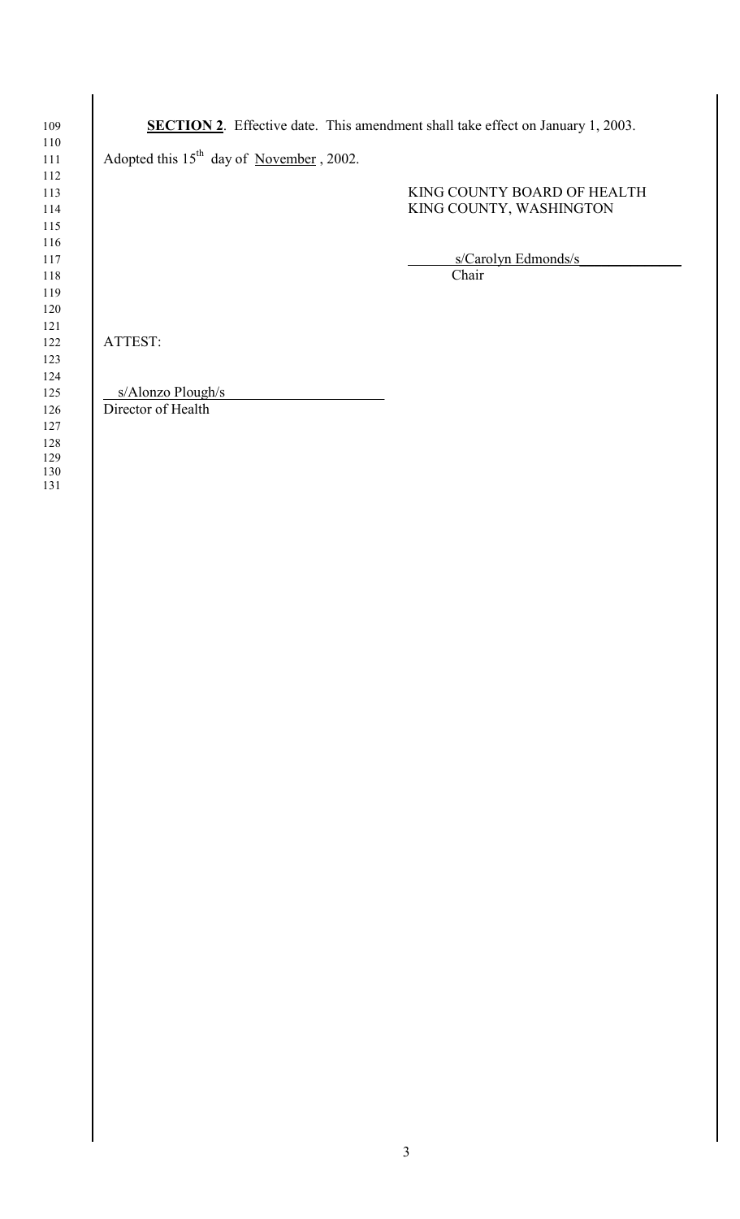**SECTION 2**. Effective date. This amendment shall take effect on January 1, 2003.

Adopted this 15th day of November , 2002.

KING COUNTY BOARD OF HEALTH
KING COUNTY, WASHINGTON

s/Carolyn Edmonds/s
Chair

ATTEST:

s/Alonzo Plough/s
Director of Health